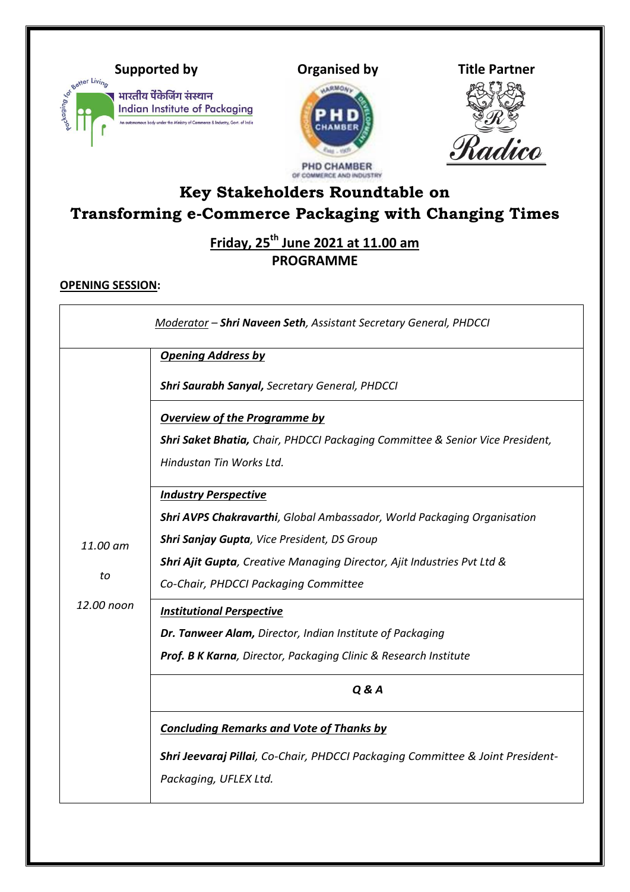**Supported by** | **Organised by** | **Title Partner**

भारतीय पैंकेजिंग संस्थान
Indian Institute of Packaging
An autonomous body under the Ministry of Commerce & Industry, Govt. of India

PHD CHAMBER OF COMMERCE AND INDUSTRY

Radico

# Key Stakeholders Roundtable on Transforming e-Commerce Packaging with Changing Times

## Friday, 25th June 2021 at 11.00 am

## PROGRAMME

**OPENING SESSION:**

| *Moderator* – ***Shri Naveen Seth**, Assistant Secretary General, PHDCCI* | |
|---|---|
| *11.00 am to 12.00 noon* | ***Opening Address by***<br><br>***Shri Saurabh Sanyal**, Secretary General, PHDCCI* |
| | ***Overview of the Programme by***<br><br>***Shri Saket Bhatia**, Chair, PHDCCI Packaging Committee & Senior Vice President, Hindustan Tin Works Ltd.* |
| | ***Industry Perspective***<br><br>***Shri AVPS Chakravarthi**, Global Ambassador, World Packaging Organisation*<br>***Shri Sanjay Gupta**, Vice President, DS Group*<br>***Shri Ajit Gupta**, Creative Managing Director, Ajit Industries Pvt Ltd & Co-Chair, PHDCCI Packaging Committee* |
| | ***Institutional Perspective***<br><br>***Dr. Tanweer Alam**, Director, Indian Institute of Packaging*<br>***Prof. B K Karna**, Director, Packaging Clinic & Research Institute* |
| | ***Q & A*** |
| | ***Concluding Remarks and Vote of Thanks by***<br><br>***Shri Jeevaraj Pillai**, Co-Chair, PHDCCI Packaging Committee & Joint President-Packaging, UFLEX Ltd.* |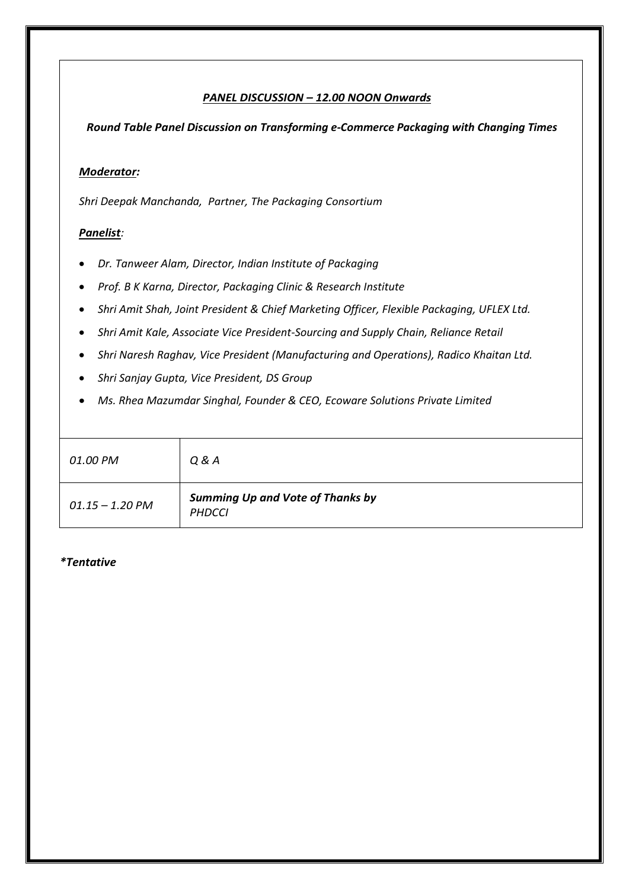***PANEL DISCUSSION – 12.00 NOON Onwards***

***Round Table Panel Discussion on Transforming e-Commerce Packaging with Changing Times***

***Moderator:***

*Shri Deepak Manchanda, Partner, The Packaging Consortium*

***Panelist:***

- *Dr. Tanweer Alam, Director, Indian Institute of Packaging*
- *Prof. B K Karna, Director, Packaging Clinic & Research Institute*
- *Shri Amit Shah, Joint President & Chief Marketing Officer, Flexible Packaging, UFLEX Ltd.*
- *Shri Amit Kale, Associate Vice President-Sourcing and Supply Chain, Reliance Retail*
- *Shri Naresh Raghav, Vice President (Manufacturing and Operations), Radico Khaitan Ltd.*
- *Shri Sanjay Gupta, Vice President, DS Group*
- *Ms. Rhea Mazumdar Singhal, Founder & CEO, Ecoware Solutions Private Limited*

| | |
|---|---|
| *01.00 PM* | *Q & A* |
| *01.15 – 1.20 PM* | ***Summing Up and Vote of Thanks by*** *PHDCCI* |

***\*Tentative***